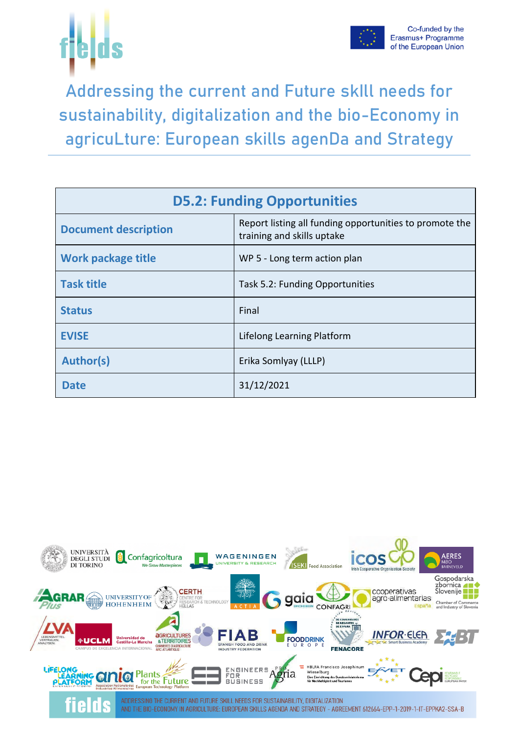Co-funded by the Erasmus+ Programme of the European Union

# Addressing the current and Future skIll needs for sustainability, digitalization and the bio-Economy in agricuLture: European skills agenDa and Strategy

| D5.2: Funding Opportunities | |
|---|---|
| **Document description** | Report listing all funding opportunities to promote the training and skills uptake |
| **Work package title** | WP 5 - Long term action plan |
| **Task title** | Task 5.2: Funding Opportunities |
| **Status** | Final |
| **EVISE** | Lifelong Learning Platform |
| **Author(s)** | Erika Somlyay (LLLP) |
| **Date** | 31/12/2021 |

ADDRESSING THE CURRENT AND FUTURE SKILL NEEDS FOR SUSTAINABILITY, DIGITALIZATION AND THE BIO-ECONOMY IN AGRICULTURE: EUROPEAN SKILLS AGENDA AND STRATEGY - AGREEMENT 612664-EPP-1-2019-1-IT-EPPKA2-SSA-B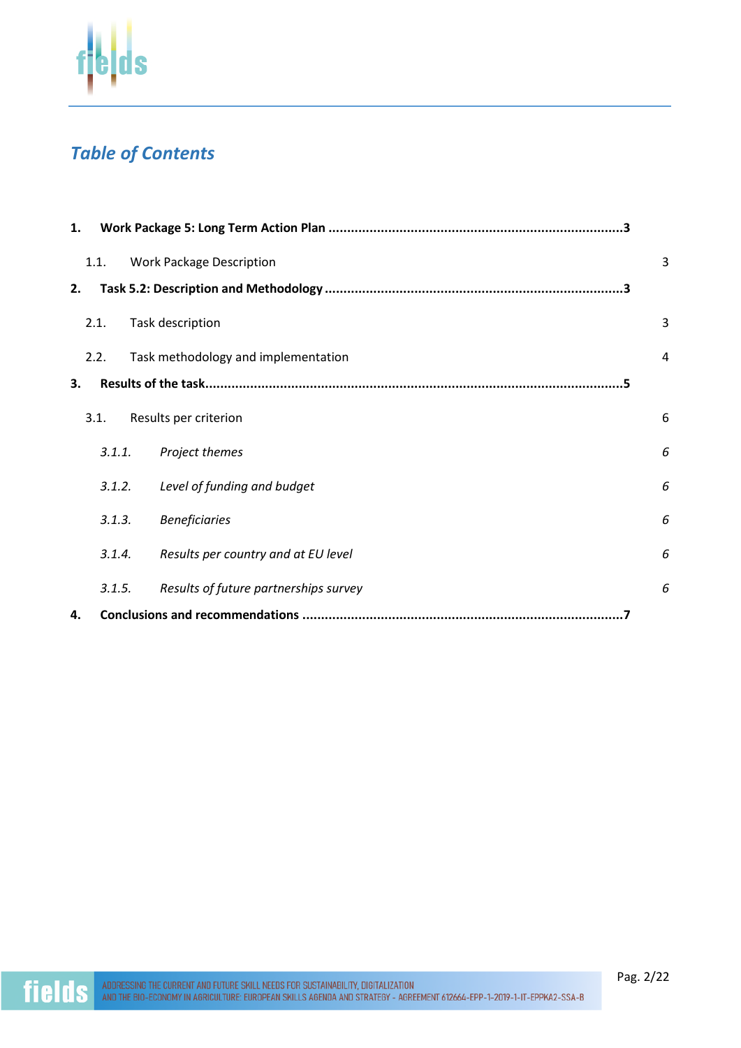## Table of Contents

**1. Work Package 5: Long Term Action Plan ....................................................................................3**

1.1. Work Package Description 3

**2. Task 5.2: Description and Methodology ....................................................................................3**

2.1. Task description 3

2.2. Task methodology and implementation 4

**3. Results of the task....................................................................................................................5**

3.1. Results per criterion 6

*3.1.1. Project themes 6*

*3.1.2. Level of funding and budget 6*

*3.1.3. Beneficiaries 6*

*3.1.4. Results per country and at EU level 6*

*3.1.5. Results of future partnerships survey 6*

**4. Conclusions and recommendations ..........................................................................................7**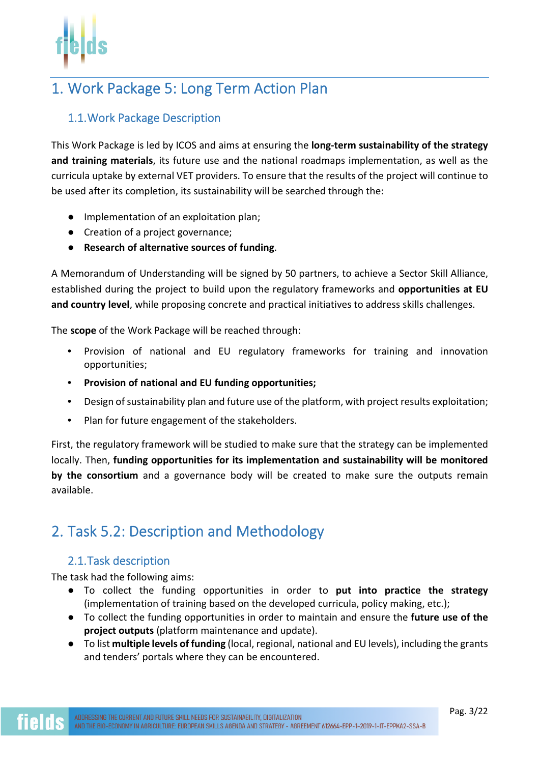# 1. Work Package 5: Long Term Action Plan

## 1.1. Work Package Description

This Work Package is led by ICOS and aims at ensuring the **long-term sustainability of the strategy and training materials**, its future use and the national roadmaps implementation, as well as the curricula uptake by external VET providers. To ensure that the results of the project will continue to be used after its completion, its sustainability will be searched through the:

- Implementation of an exploitation plan;
- Creation of a project governance;
- **Research of alternative sources of funding**.

A Memorandum of Understanding will be signed by 50 partners, to achieve a Sector Skill Alliance, established during the project to build upon the regulatory frameworks and **opportunities at EU and country level**, while proposing concrete and practical initiatives to address skills challenges.

The **scope** of the Work Package will be reached through:

- Provision of national and EU regulatory frameworks for training and innovation opportunities;
- **Provision of national and EU funding opportunities;**
- Design of sustainability plan and future use of the platform, with project results exploitation;
- Plan for future engagement of the stakeholders.

First, the regulatory framework will be studied to make sure that the strategy can be implemented locally. Then, **funding opportunities for its implementation and sustainability will be monitored by the consortium** and a governance body will be created to make sure the outputs remain available.

# 2. Task 5.2: Description and Methodology

## 2.1. Task description

The task had the following aims:

- To collect the funding opportunities in order to **put into practice the strategy** (implementation of training based on the developed curricula, policy making, etc.);
- To collect the funding opportunities in order to maintain and ensure the **future use of the project outputs** (platform maintenance and update).
- To list **multiple levels of funding** (local, regional, national and EU levels), including the grants and tenders' portals where they can be encountered.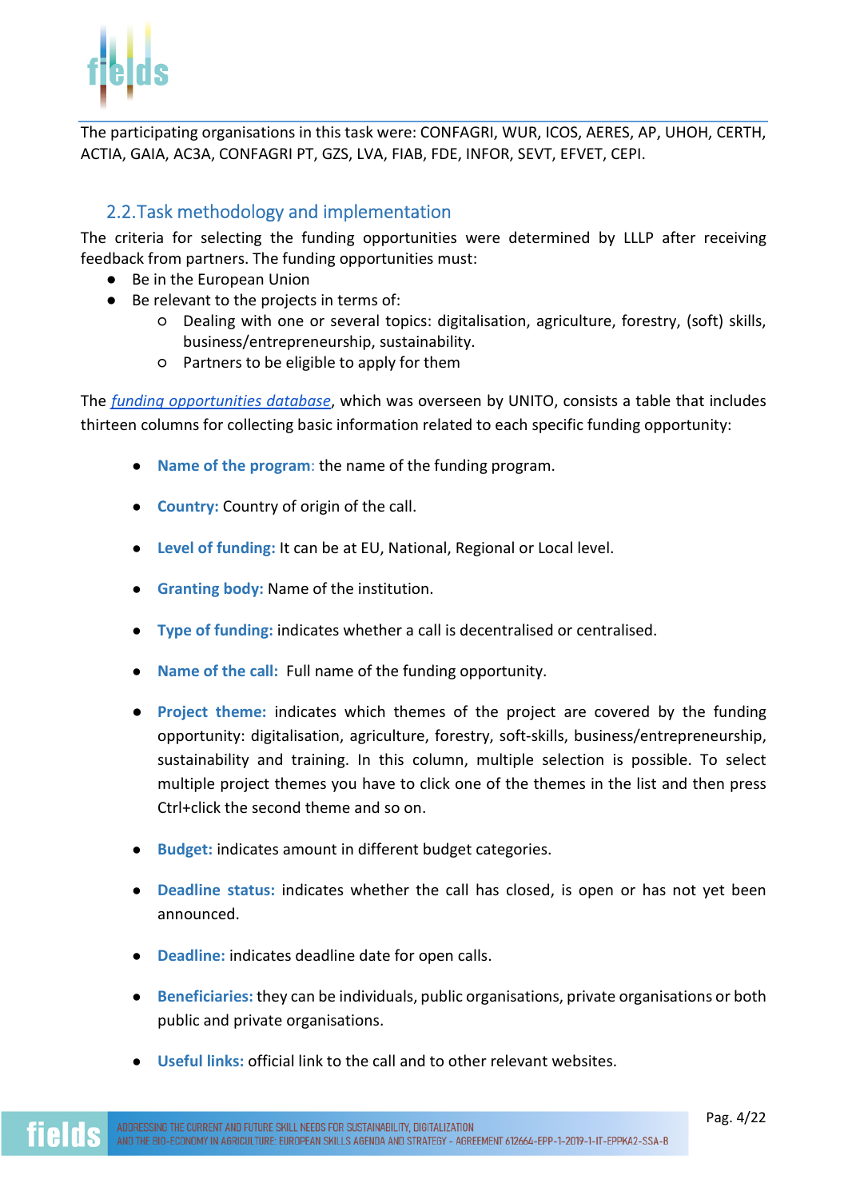The participating organisations in this task were: CONFAGRI, WUR, ICOS, AERES, AP, UHOH, CERTH, ACTIA, GAIA, AC3A, CONFAGRI PT, GZS, LVA, FIAB, FDE, INFOR, SEVT, EFVET, CEPI.

## 2.2. Task methodology and implementation

The criteria for selecting the funding opportunities were determined by LLLP after receiving feedback from partners. The funding opportunities must:

- Be in the European Union
- Be relevant to the projects in terms of:
  - Dealing with one or several topics: digitalisation, agriculture, forestry, (soft) skills, business/entrepreneurship, sustainability.
  - Partners to be eligible to apply for them

The *funding opportunities database*, which was overseen by UNITO, consists a table that includes thirteen columns for collecting basic information related to each specific funding opportunity:

- **Name of the program**: the name of the funding program.
- **Country:** Country of origin of the call.
- **Level of funding:** It can be at EU, National, Regional or Local level.
- **Granting body:** Name of the institution.
- **Type of funding:** indicates whether a call is decentralised or centralised.
- **Name of the call:** Full name of the funding opportunity.
- **Project theme:** indicates which themes of the project are covered by the funding opportunity: digitalisation, agriculture, forestry, soft-skills, business/entrepreneurship, sustainability and training. In this column, multiple selection is possible. To select multiple project themes you have to click one of the themes in the list and then press Ctrl+click the second theme and so on.
- **Budget:** indicates amount in different budget categories.
- **Deadline status:** indicates whether the call has closed, is open or has not yet been announced.
- **Deadline:** indicates deadline date for open calls.
- **Beneficiaries:** they can be individuals, public organisations, private organisations or both public and private organisations.
- **Useful links:** official link to the call and to other relevant websites.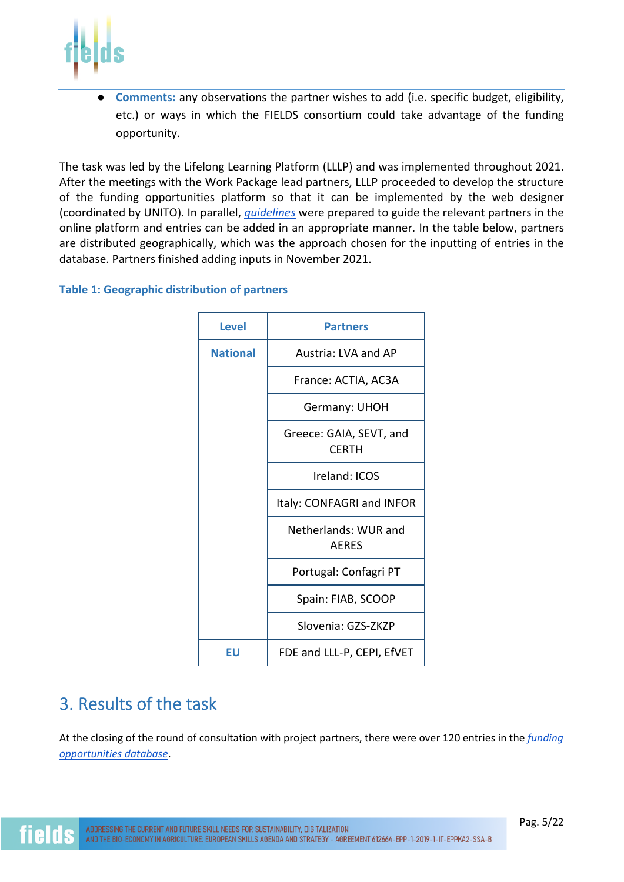- **Comments:** any observations the partner wishes to add (i.e. specific budget, eligibility, etc.) or ways in which the FIELDS consortium could take advantage of the funding opportunity.

The task was led by the Lifelong Learning Platform (LLLP) and was implemented throughout 2021. After the meetings with the Work Package lead partners, LLLP proceeded to develop the structure of the funding opportunities platform so that it can be implemented by the web designer (coordinated by UNITO). In parallel, *guidelines* were prepared to guide the relevant partners in the online platform and entries can be added in an appropriate manner. In the table below, partners are distributed geographically, which was the approach chosen for the inputting of entries in the database. Partners finished adding inputs in November 2021.

**Table 1: Geographic distribution of partners**

| Level | Partners |
|---|---|
| National | Austria: LVA and AP |
| | France: ACTIA, AC3A |
| | Germany: UHOH |
| | Greece: GAIA, SEVT, and CERTH |
| | Ireland: ICOS |
| | Italy: CONFAGRI and INFOR |
| | Netherlands: WUR and AERES |
| | Portugal: Confagri PT |
| | Spain: FIAB, SCOOP |
| | Slovenia: GZS-ZKZP |
| EU | FDE and LLL-P, CEPI, EfVET |

## 3. Results of the task

At the closing of the round of consultation with project partners, there were over 120 entries in the *funding opportunities database*.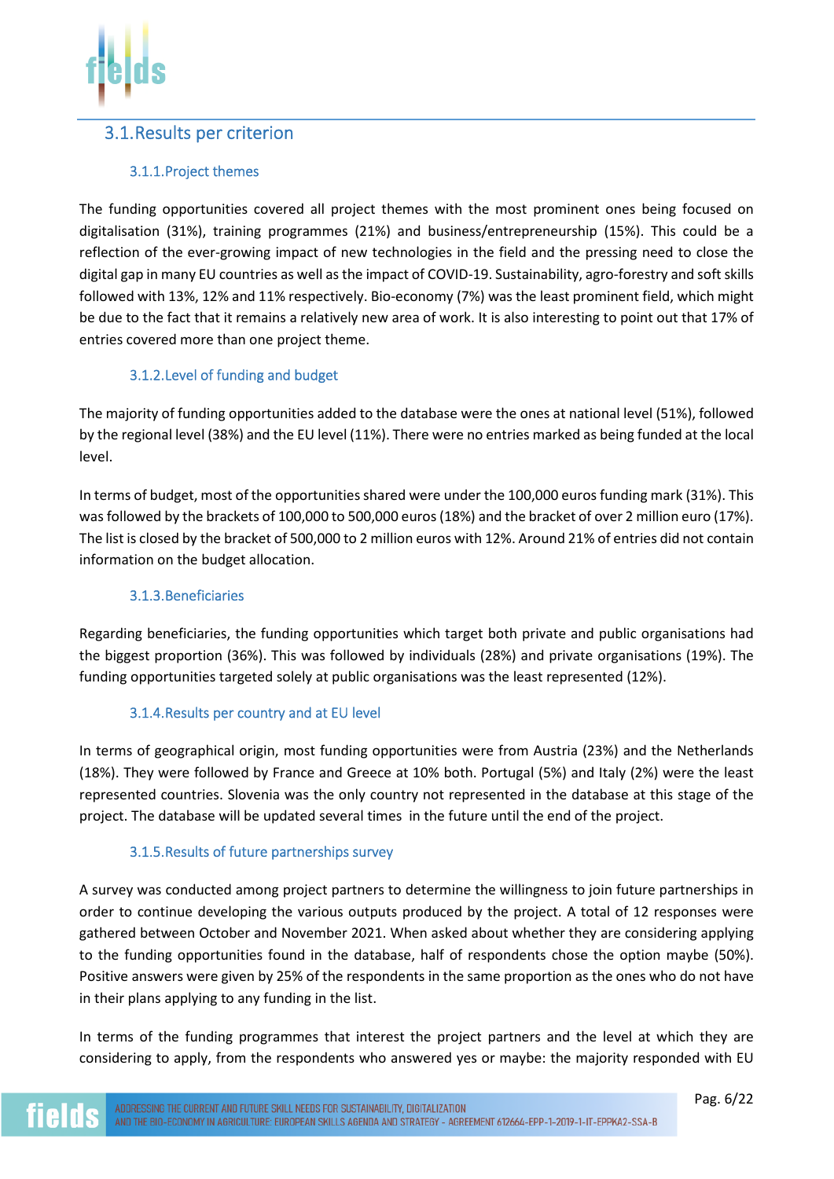## 3.1. Results per criterion

### 3.1.1. Project themes

The funding opportunities covered all project themes with the most prominent ones being focused on digitalisation (31%), training programmes (21%) and business/entrepreneurship (15%). This could be a reflection of the ever-growing impact of new technologies in the field and the pressing need to close the digital gap in many EU countries as well as the impact of COVID-19. Sustainability, agro-forestry and soft skills followed with 13%, 12% and 11% respectively. Bio-economy (7%) was the least prominent field, which might be due to the fact that it remains a relatively new area of work. It is also interesting to point out that 17% of entries covered more than one project theme.

### 3.1.2. Level of funding and budget

The majority of funding opportunities added to the database were the ones at national level (51%), followed by the regional level (38%) and the EU level (11%). There were no entries marked as being funded at the local level.

In terms of budget, most of the opportunities shared were under the 100,000 euros funding mark (31%). This was followed by the brackets of 100,000 to 500,000 euros (18%) and the bracket of over 2 million euro (17%). The list is closed by the bracket of 500,000 to 2 million euros with 12%. Around 21% of entries did not contain information on the budget allocation.

### 3.1.3. Beneficiaries

Regarding beneficiaries, the funding opportunities which target both private and public organisations had the biggest proportion (36%). This was followed by individuals (28%) and private organisations (19%). The funding opportunities targeted solely at public organisations was the least represented (12%).

### 3.1.4. Results per country and at EU level

In terms of geographical origin, most funding opportunities were from Austria (23%) and the Netherlands (18%). They were followed by France and Greece at 10% both. Portugal (5%) and Italy (2%) were the least represented countries. Slovenia was the only country not represented in the database at this stage of the project. The database will be updated several times in the future until the end of the project.

### 3.1.5. Results of future partnerships survey

A survey was conducted among project partners to determine the willingness to join future partnerships in order to continue developing the various outputs produced by the project. A total of 12 responses were gathered between October and November 2021. When asked about whether they are considering applying to the funding opportunities found in the database, half of respondents chose the option maybe (50%). Positive answers were given by 25% of the respondents in the same proportion as the ones who do not have in their plans applying to any funding in the list.

In terms of the funding programmes that interest the project partners and the level at which they are considering to apply, from the respondents who answered yes or maybe: the majority responded with EU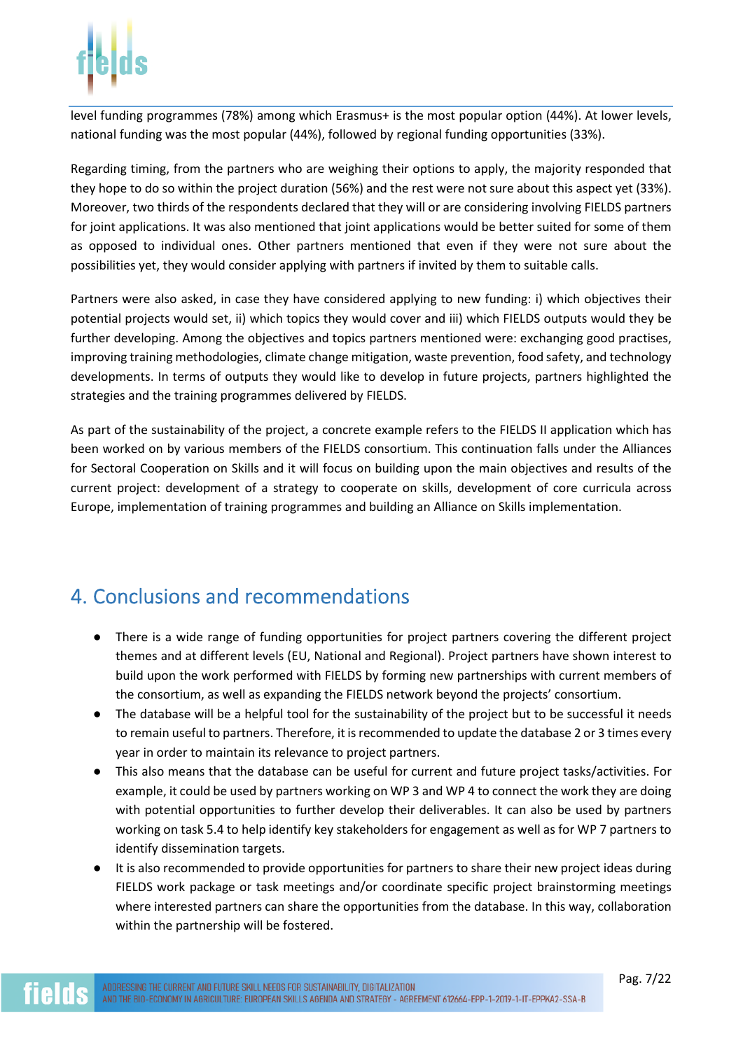level funding programmes (78%) among which Erasmus+ is the most popular option (44%). At lower levels, national funding was the most popular (44%), followed by regional funding opportunities (33%).

Regarding timing, from the partners who are weighing their options to apply, the majority responded that they hope to do so within the project duration (56%) and the rest were not sure about this aspect yet (33%). Moreover, two thirds of the respondents declared that they will or are considering involving FIELDS partners for joint applications. It was also mentioned that joint applications would be better suited for some of them as opposed to individual ones. Other partners mentioned that even if they were not sure about the possibilities yet, they would consider applying with partners if invited by them to suitable calls.

Partners were also asked, in case they have considered applying to new funding: i) which objectives their potential projects would set, ii) which topics they would cover and iii) which FIELDS outputs would they be further developing. Among the objectives and topics partners mentioned were: exchanging good practises, improving training methodologies, climate change mitigation, waste prevention, food safety, and technology developments. In terms of outputs they would like to develop in future projects, partners highlighted the strategies and the training programmes delivered by FIELDS.

As part of the sustainability of the project, a concrete example refers to the FIELDS II application which has been worked on by various members of the FIELDS consortium. This continuation falls under the Alliances for Sectoral Cooperation on Skills and it will focus on building upon the main objectives and results of the current project: development of a strategy to cooperate on skills, development of core curricula across Europe, implementation of training programmes and building an Alliance on Skills implementation.

# 4. Conclusions and recommendations

- There is a wide range of funding opportunities for project partners covering the different project themes and at different levels (EU, National and Regional). Project partners have shown interest to build upon the work performed with FIELDS by forming new partnerships with current members of the consortium, as well as expanding the FIELDS network beyond the projects' consortium.
- The database will be a helpful tool for the sustainability of the project but to be successful it needs to remain useful to partners. Therefore, it is recommended to update the database 2 or 3 times every year in order to maintain its relevance to project partners.
- This also means that the database can be useful for current and future project tasks/activities. For example, it could be used by partners working on WP 3 and WP 4 to connect the work they are doing with potential opportunities to further develop their deliverables. It can also be used by partners working on task 5.4 to help identify key stakeholders for engagement as well as for WP 7 partners to identify dissemination targets.
- It is also recommended to provide opportunities for partners to share their new project ideas during FIELDS work package or task meetings and/or coordinate specific project brainstorming meetings where interested partners can share the opportunities from the database. In this way, collaboration within the partnership will be fostered.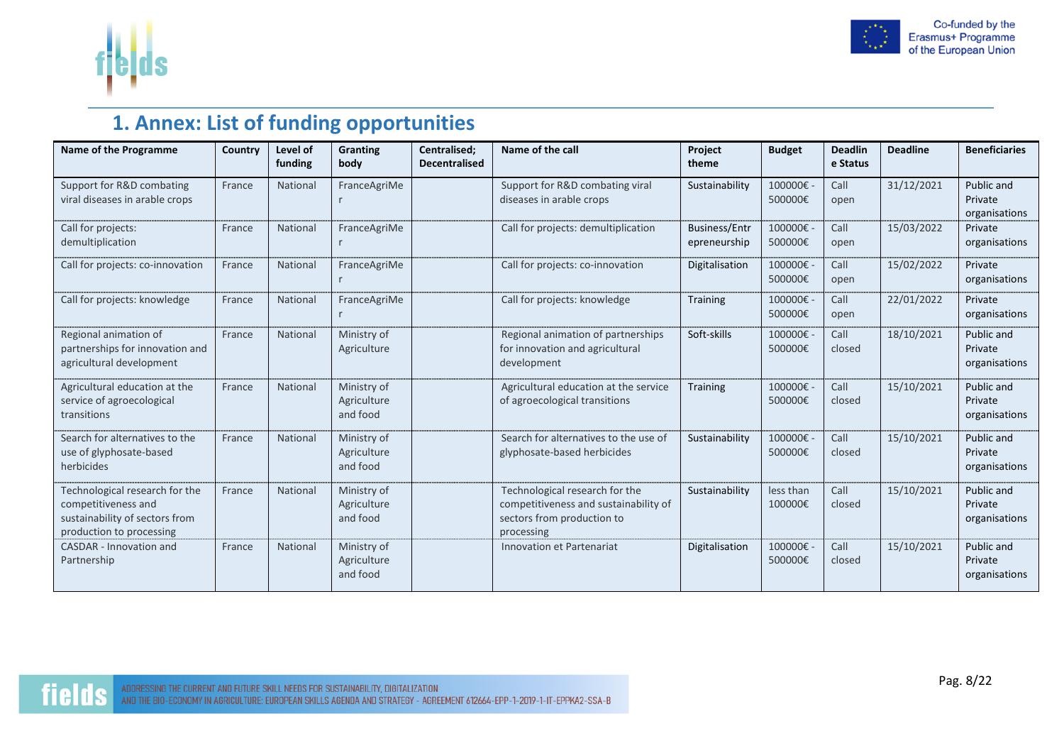# 1. Annex: List of funding opportunities

| Name of the Programme | Country | Level of funding | Granting body | Centralised; Decentralised | Name of the call | Project theme | Budget | Deadline Status | Deadline | Beneficiaries |
|---|---|---|---|---|---|---|---|---|---|---|
| Support for R&D combating viral diseases in arable crops | France | National | FranceAgriMer | | Support for R&D combating viral diseases in arable crops | Sustainability | 100000€ - 500000€ | Call open | 31/12/2021 | Public and Private organisations |
| Call for projects: demultiplication | France | National | FranceAgriMer | | Call for projects: demultiplication | Business/Entrepreneurship | 100000€ - 500000€ | Call open | 15/03/2022 | Private organisations |
| Call for projects: co-innovation | France | National | FranceAgriMer | | Call for projects: co-innovation | Digitalisation | 100000€ - 500000€ | Call open | 15/02/2022 | Private organisations |
| Call for projects: knowledge | France | National | FranceAgriMer | | Call for projects: knowledge | Training | 100000€ - 500000€ | Call open | 22/01/2022 | Private organisations |
| Regional animation of partnerships for innovation and agricultural development | France | National | Ministry of Agriculture | | Regional animation of partnerships for innovation and agricultural development | Soft-skills | 100000€ - 500000€ | Call closed | 18/10/2021 | Public and Private organisations |
| Agricultural education at the service of agroecological transitions | France | National | Ministry of Agriculture and food | | Agricultural education at the service of agroecological transitions | Training | 100000€ - 500000€ | Call closed | 15/10/2021 | Public and Private organisations |
| Search for alternatives to the use of glyphosate-based herbicides | France | National | Ministry of Agriculture and food | | Search for alternatives to the use of glyphosate-based herbicides | Sustainability | 100000€ - 500000€ | Call closed | 15/10/2021 | Public and Private organisations |
| Technological research for the competitiveness and sustainability of sectors from production to processing | France | National | Ministry of Agriculture and food | | Technological research for the competitiveness and sustainability of sectors from production to processing | Sustainability | less than 100000€ | Call closed | 15/10/2021 | Public and Private organisations |
| CASDAR - Innovation and Partnership | France | National | Ministry of Agriculture and food | | Innovation et Partenariat | Digitalisation | 100000€ - 500000€ | Call closed | 15/10/2021 | Public and Private organisations |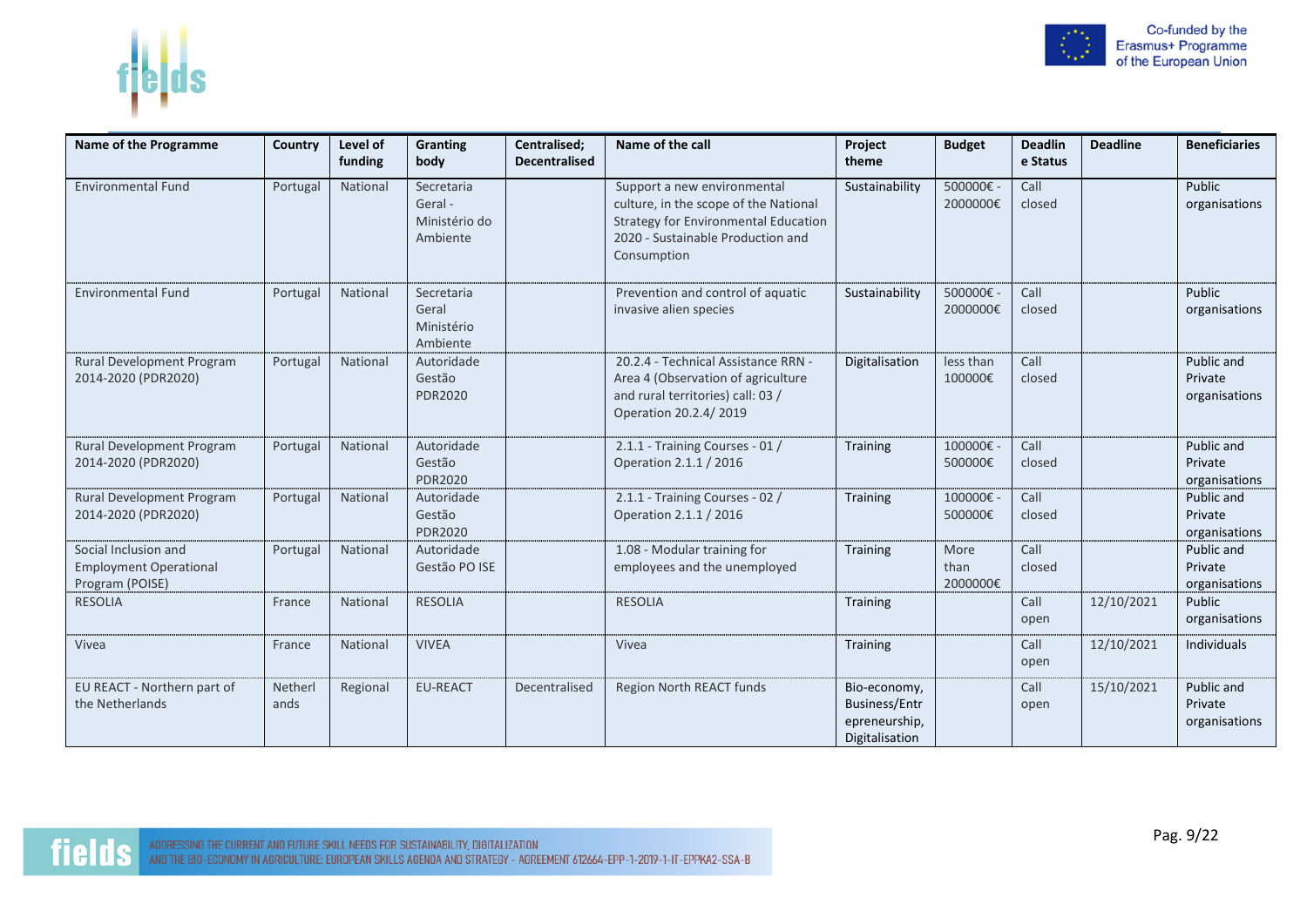| Name of the Programme | Country | Level of funding | Granting body | Centralised; Decentralised | Name of the call | Project theme | Budget | Deadline Status | Deadline | Beneficiaries |
|---|---|---|---|---|---|---|---|---|---|---|
| Environmental Fund | Portugal | National | Secretaria Geral - Ministério do Ambiente | | Support a new environmental culture, in the scope of the National Strategy for Environmental Education 2020 - Sustainable Production and Consumption | Sustainability | 500000€ - 2000000€ | Call closed | | Public organisations |
| Environmental Fund | Portugal | National | Secretaria Geral Ministério Ambiente | | Prevention and control of aquatic invasive alien species | Sustainability | 500000€ - 2000000€ | Call closed | | Public organisations |
| Rural Development Program 2014-2020 (PDR2020) | Portugal | National | Autoridade Gestão PDR2020 | | 20.2.4 - Technical Assistance RRN - Area 4 (Observation of agriculture and rural territories) call: 03 / Operation 20.2.4/ 2019 | Digitalisation | less than 100000€ | Call closed | | Public and Private organisations |
| Rural Development Program 2014-2020 (PDR2020) | Portugal | National | Autoridade Gestão PDR2020 | | 2.1.1 - Training Courses - 01 / Operation 2.1.1 / 2016 | Training | 100000€ - 500000€ | Call closed | | Public and Private organisations |
| Rural Development Program 2014-2020 (PDR2020) | Portugal | National | Autoridade Gestão PDR2020 | | 2.1.1 - Training Courses - 02 / Operation 2.1.1 / 2016 | Training | 100000€ - 500000€ | Call closed | | Public and Private organisations |
| Social Inclusion and Employment Operational Program (POISE) | Portugal | National | Autoridade Gestão PO ISE | | 1.08 - Modular training for employees and the unemployed | Training | More than 2000000€ | Call closed | | Public and Private organisations |
| RESOLIA | France | National | RESOLIA | | RESOLIA | Training | | Call open | 12/10/2021 | Public organisations |
| Vivea | France | National | VIVEA | | Vivea | Training | | Call open | 12/10/2021 | Individuals |
| EU REACT - Northern part of the Netherlands | Netherlands | Regional | EU-REACT | Decentralised | Region North REACT funds | Bio-economy, Business/Entrepreneurship, Digitalisation | | Call open | 15/10/2021 | Public and Private organisations |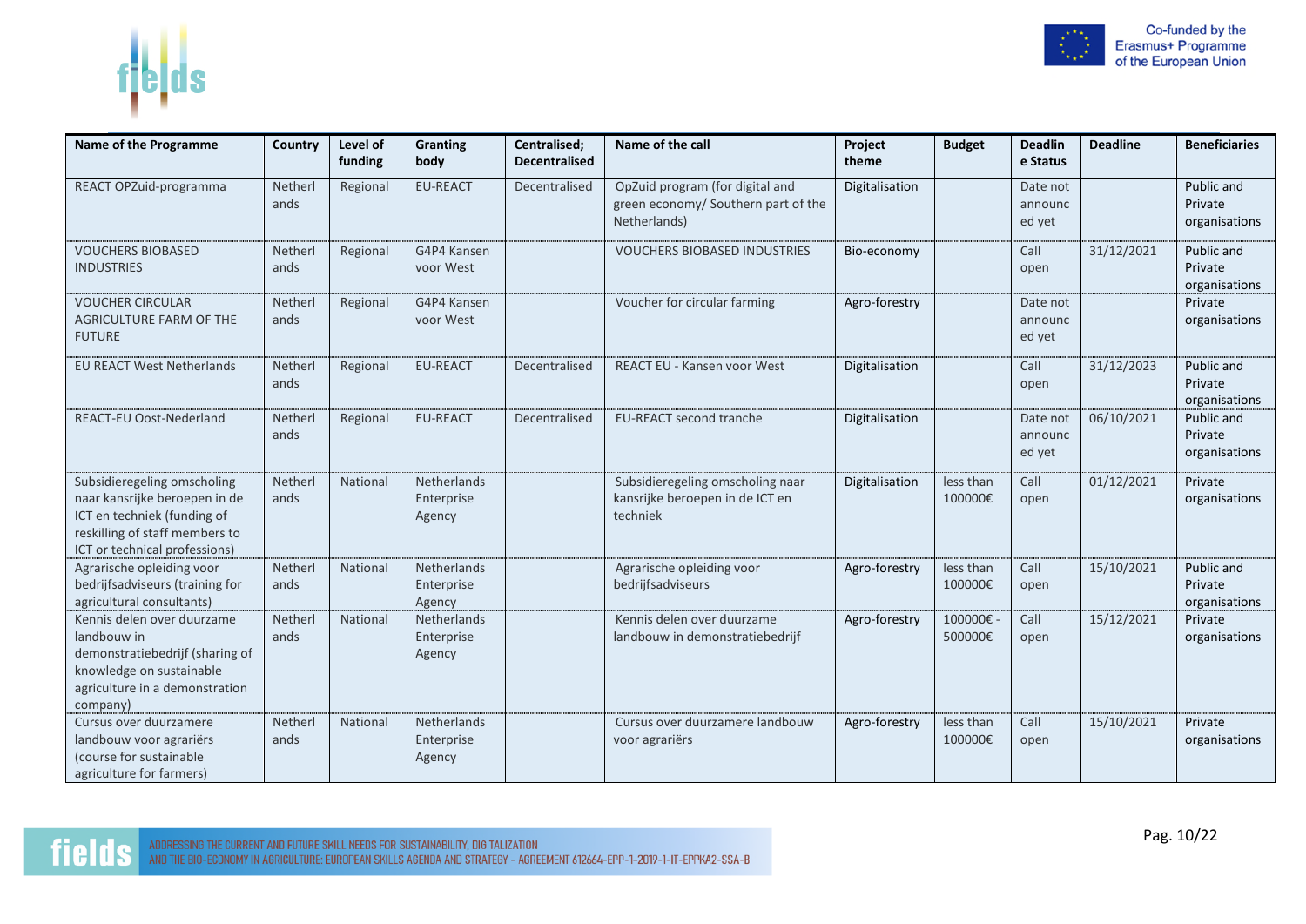| Name of the Programme | Country | Level of funding | Granting body | Centralised; Decentralised | Name of the call | Project theme | Budget | Deadline Status | Deadline | Beneficiaries |
|---|---|---|---|---|---|---|---|---|---|---|
| REACT OPZuid-programma | Netherlands | Regional | EU-REACT | Decentralised | OpZuid program (for digital and green economy/ Southern part of the Netherlands) | Digitalisation | | Date not announced yet | | Public and Private organisations |
| VOUCHERS BIOBASED INDUSTRIES | Netherlands | Regional | G4P4 Kansen voor West | | VOUCHERS BIOBASED INDUSTRIES | Bio-economy | | Call open | 31/12/2021 | Public and Private organisations |
| VOUCHER CIRCULAR AGRICULTURE FARM OF THE FUTURE | Netherlands | Regional | G4P4 Kansen voor West | | Voucher for circular farming | Agro-forestry | | Date not announced yet | | Private organisations |
| EU REACT West Netherlands | Netherlands | Regional | EU-REACT | Decentralised | REACT EU - Kansen voor West | Digitalisation | | Call open | 31/12/2023 | Public and Private organisations |
| REACT-EU Oost-Nederland | Netherlands | Regional | EU-REACT | Decentralised | EU-REACT second tranche | Digitalisation | | Date not announced yet | 06/10/2021 | Public and Private organisations |
| Subsidieregeling omscholing naar kansrijke beroepen in de ICT en techniek (funding of reskilling of staff members to ICT or technical professions) | Netherlands | National | Netherlands Enterprise Agency | | Subsidieregeling omscholing naar kansrijke beroepen in de ICT en techniek | Digitalisation | less than 100000€ | Call open | 01/12/2021 | Private organisations |
| Agrarische opleiding voor bedrijfsadviseurs (training for agricultural consultants) | Netherlands | National | Netherlands Enterprise Agency | | Agrarische opleiding voor bedrijfsadviseurs | Agro-forestry | less than 100000€ | Call open | 15/10/2021 | Public and Private organisations |
| Kennis delen over duurzame landbouw in demonstratiebedrijf (sharing of knowledge on sustainable agriculture in a demonstration company) | Netherlands | National | Netherlands Enterprise Agency | | Kennis delen over duurzame landbouw in demonstratiebedrijf | Agro-forestry | 100000€ - 500000€ | Call open | 15/12/2021 | Private organisations |
| Cursus over duurzamere landbouw voor agrariërs (course for sustainable agriculture for farmers) | Netherlands | National | Netherlands Enterprise Agency | | Cursus over duurzamere landbouw voor agrariërs | Agro-forestry | less than 100000€ | Call open | 15/10/2021 | Private organisations |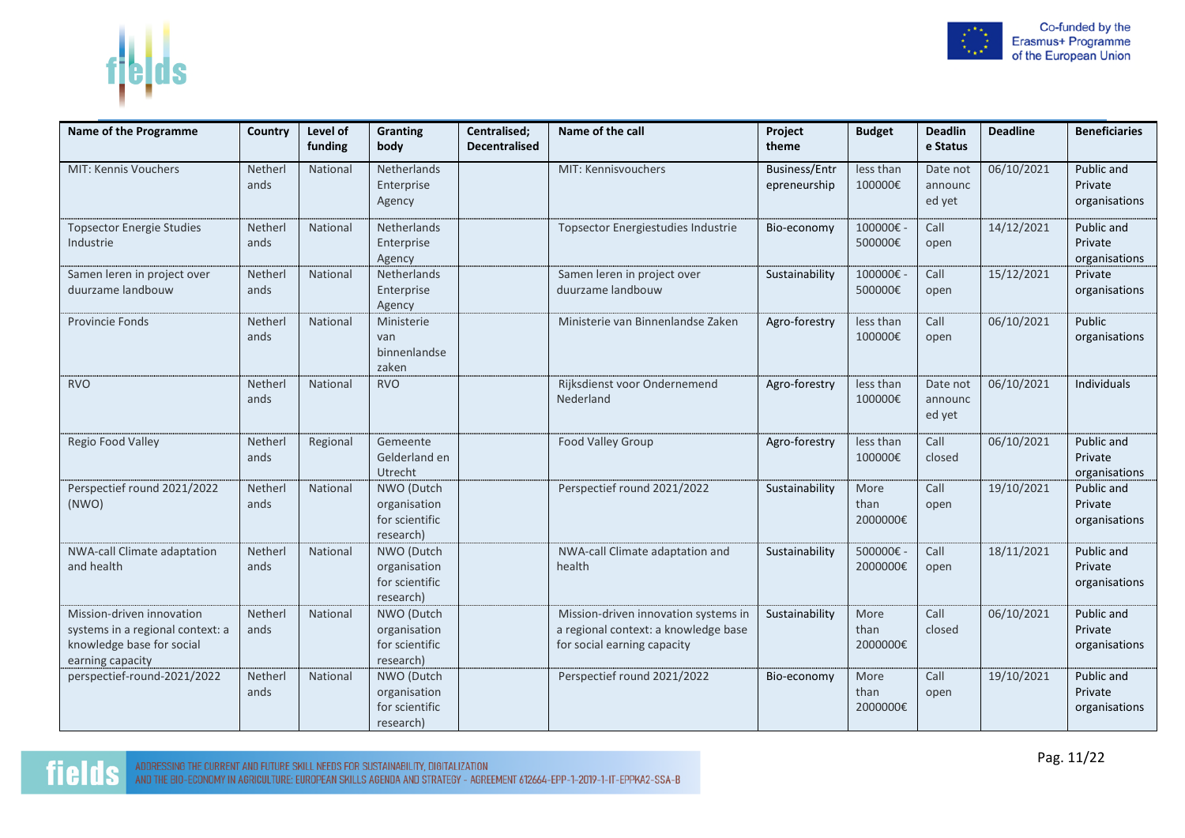| Name of the Programme | Country | Level of funding | Granting body | Centralised; Decentralised | Name of the call | Project theme | Budget | Deadline Status | Deadline | Beneficiaries |
|---|---|---|---|---|---|---|---|---|---|---|
| MIT: Kennis Vouchers | Netherlands | National | Netherlands Enterprise Agency | | MIT: Kennisvouchers | Business/Entrepreneurship | less than 100000€ | Date not announced yet | 06/10/2021 | Public and Private organisations |
| Topsector Energie Studies Industrie | Netherlands | National | Netherlands Enterprise Agency | | Topsector Energiestudies Industrie | Bio-economy | 100000€ - 500000€ | Call open | 14/12/2021 | Public and Private organisations |
| Samen leren in project over duurzame landbouw | Netherlands | National | Netherlands Enterprise Agency | | Samen leren in project over duurzame landbouw | Sustainability | 100000€ - 500000€ | Call open | 15/12/2021 | Private organisations |
| Provincie Fonds | Netherlands | National | Ministerie van binnenlandse zaken | | Ministerie van Binnenlandse Zaken | Agro-forestry | less than 100000€ | Call open | 06/10/2021 | Public organisations |
| RVO | Netherlands | National | RVO | | Rijksdienst voor Ondernemend Nederland | Agro-forestry | less than 100000€ | Date not announced yet | 06/10/2021 | Individuals |
| Regio Food Valley | Netherlands | Regional | Gemeente Gelderland en Utrecht | | Food Valley Group | Agro-forestry | less than 100000€ | Call closed | 06/10/2021 | Public and Private organisations |
| Perspectief round 2021/2022 (NWO) | Netherlands | National | NWO (Dutch organisation for scientific research) | | Perspectief round 2021/2022 | Sustainability | More than 2000000€ | Call open | 19/10/2021 | Public and Private organisations |
| NWA-call Climate adaptation and health | Netherlands | National | NWO (Dutch organisation for scientific research) | | NWA-call Climate adaptation and health | Sustainability | 500000€ - 2000000€ | Call open | 18/11/2021 | Public and Private organisations |
| Mission-driven innovation systems in a regional context: a knowledge base for social earning capacity | Netherlands | National | NWO (Dutch organisation for scientific research) | | Mission-driven innovation systems in a regional context: a knowledge base for social earning capacity | Sustainability | More than 2000000€ | Call closed | 06/10/2021 | Public and Private organisations |
| perspectief-round-2021/2022 | Netherlands | National | NWO (Dutch organisation for scientific research) | | Perspectief round 2021/2022 | Bio-economy | More than 2000000€ | Call open | 19/10/2021 | Public and Private organisations |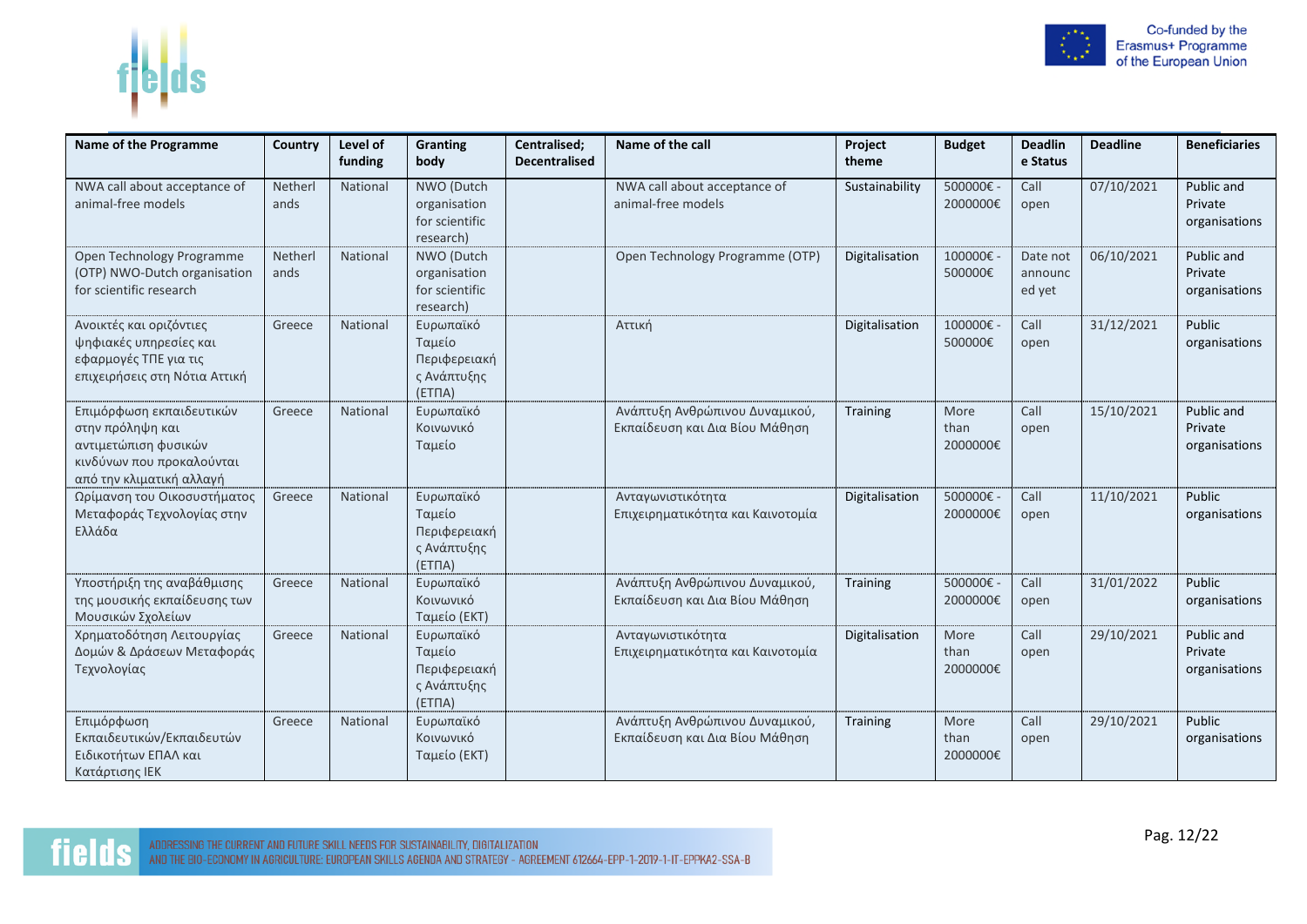| Name of the Programme | Country | Level of funding | Granting body | Centralised; Decentralised | Name of the call | Project theme | Budget | Deadline Status | Deadline | Beneficiaries |
|---|---|---|---|---|---|---|---|---|---|---|
| NWA call about acceptance of animal-free models | Netherlands | National | NWO (Dutch organisation for scientific research) | | NWA call about acceptance of animal-free models | Sustainability | 500000€ - 2000000€ | Call open | 07/10/2021 | Public and Private organisations |
| Open Technology Programme (OTP) NWO-Dutch organisation for scientific research | Netherlands | National | NWO (Dutch organisation for scientific research) | | Open Technology Programme (OTP) | Digitalisation | 100000€ - 500000€ | Date not announced yet | 06/10/2021 | Public and Private organisations |
| Ανοικτές και οριζόντιες ψηφιακές υπηρεσίες και εφαρμογές ΤΠΕ για τις επιχειρήσεις στη Νότια Αττική | Greece | National | Ευρωπαϊκό Ταμείο Περιφερειακής Ανάπτυξης (ΕΤΠΑ) | | Αττική | Digitalisation | 100000€ - 500000€ | Call open | 31/12/2021 | Public organisations |
| Επιμόρφωση εκπαιδευτικών στην πρόληψη και αντιμετώπιση φυσικών κινδύνων που προκαλούνται από την κλιματική αλλαγή | Greece | National | Ευρωπαϊκό Κοινωνικό Ταμείο | | Ανάπτυξη Ανθρώπινου Δυναμικού, Εκπαίδευση και Δια Βίου Μάθηση | Training | More than 2000000€ | Call open | 15/10/2021 | Public and Private organisations |
| Ωρίμανση του Οικοσυστήματος Μεταφοράς Τεχνολογίας στην Ελλάδα | Greece | National | Ευρωπαϊκό Ταμείο Περιφερειακής Ανάπτυξης (ΕΤΠΑ) | | Ανταγωνιστικότητα Επιχειρηματικότητα και Καινοτομία | Digitalisation | 500000€ - 2000000€ | Call open | 11/10/2021 | Public organisations |
| Υποστήριξη της αναβάθμισης της μουσικής εκπαίδευσης των Μουσικών Σχολείων | Greece | National | Ευρωπαϊκό Κοινωνικό Ταμείο (ΕΚΤ) | | Ανάπτυξη Ανθρώπινου Δυναμικού, Εκπαίδευση και Δια Βίου Μάθηση | Training | 500000€ - 2000000€ | Call open | 31/01/2022 | Public organisations |
| Χρηματοδότηση Λειτουργίας Δομών & Δράσεων Μεταφοράς Τεχνολογίας | Greece | National | Ευρωπαϊκό Ταμείο Περιφερειακής Ανάπτυξης (ΕΤΠΑ) | | Ανταγωνιστικότητα Επιχειρηματικότητα και Καινοτομία | Digitalisation | More than 2000000€ | Call open | 29/10/2021 | Public and Private organisations |
| Επιμόρφωση Εκπαιδευτικών/Εκπαιδευτών Ειδικοτήτων ΕΠΑΛ και Κατάρτισης ΙΕΚ | Greece | National | Ευρωπαϊκό Κοινωνικό Ταμείο (ΕΚΤ) | | Ανάπτυξη Ανθρώπινου Δυναμικού, Εκπαίδευση και Δια Βίου Μάθηση | Training | More than 2000000€ | Call open | 29/10/2021 | Public organisations |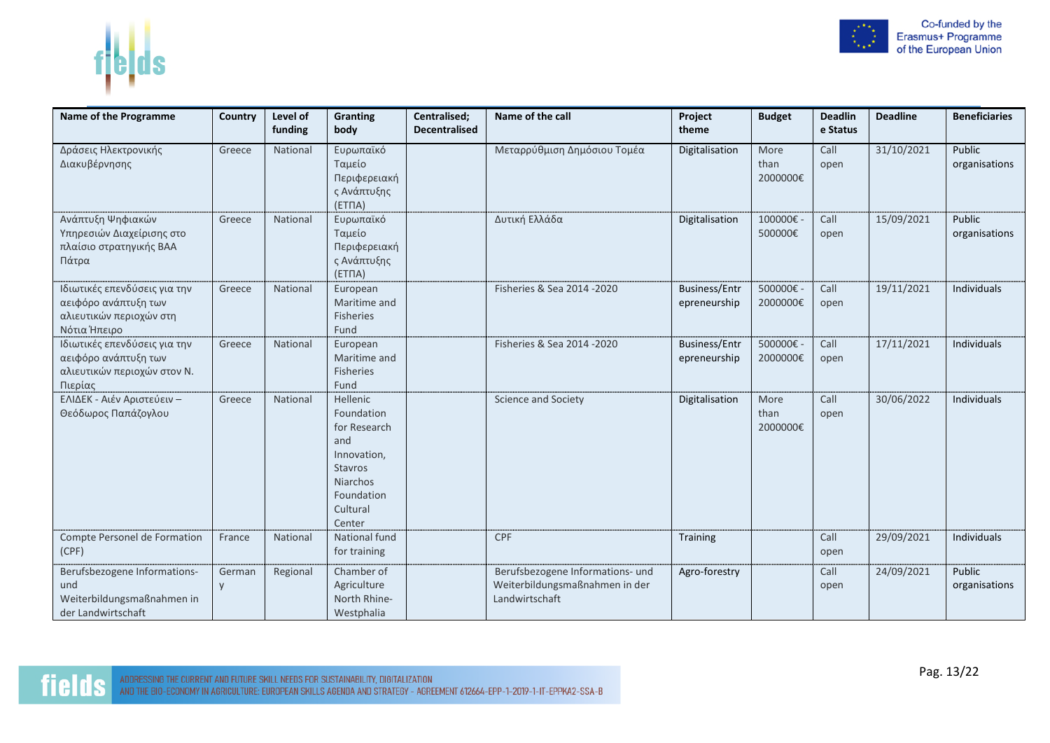| Name of the Programme | Country | Level of funding | Granting body | Centralised; Decentralised | Name of the call | Project theme | Budget | Deadline Status | Deadline | Beneficiaries |
|---|---|---|---|---|---|---|---|---|---|---|
| Δράσεις Ηλεκτρονικής Διακυβέρνησης | Greece | National | Ευρωπαϊκό Ταμείο Περιφερειακής Ανάπτυξης (ΕΤΠΑ) | | Μεταρρύθμιση Δημόσιου Τομέα | Digitalisation | More than 2000000€ | Call open | 31/10/2021 | Public organisations |
| Ανάπτυξη Ψηφιακών Υπηρεσιών Διαχείρισης στο πλαίσιο στρατηγικής ΒΑΑ Πάτρα | Greece | National | Ευρωπαϊκό Ταμείο Περιφερειακής Ανάπτυξης (ΕΤΠΑ) | | Δυτική Ελλάδα | Digitalisation | 100000€ - 500000€ | Call open | 15/09/2021 | Public organisations |
| Ιδιωτικές επενδύσεις για την αειφόρο ανάπτυξη των αλιευτικών περιοχών στη Νότια Ήπειρο | Greece | National | European Maritime and Fisheries Fund | | Fisheries & Sea 2014 -2020 | Business/Entrepreneurship | 500000€ - 2000000€ | Call open | 19/11/2021 | Individuals |
| Ιδιωτικές επενδύσεις για την αειφόρο ανάπτυξη των αλιευτικών περιοχών στον Ν. Πιερίας | Greece | National | European Maritime and Fisheries Fund | | Fisheries & Sea 2014 -2020 | Business/Entrepreneurship | 500000€ - 2000000€ | Call open | 17/11/2021 | Individuals |
| ΕΛΙΔΕΚ - Αιέν Αριστεύειν – Θεόδωρος Παπάζογλου | Greece | National | Hellenic Foundation for Research and Innovation, Stavros Niarchos Foundation Cultural Center | | Science and Society | Digitalisation | More than 2000000€ | Call open | 30/06/2022 | Individuals |
| Compte Personel de Formation (CPF) | France | National | National fund for training | | CPF | Training | | Call open | 29/09/2021 | Individuals |
| Berufsbezogene Informations- und Weiterbildungsmaßnahmen in der Landwirtschaft | Germany | Regional | Chamber of Agriculture North Rhine-Westphalia | | Berufsbezogene Informations- und Weiterbildungsmaßnahmen in der Landwirtschaft | Agro-forestry | | Call open | 24/09/2021 | Public organisations |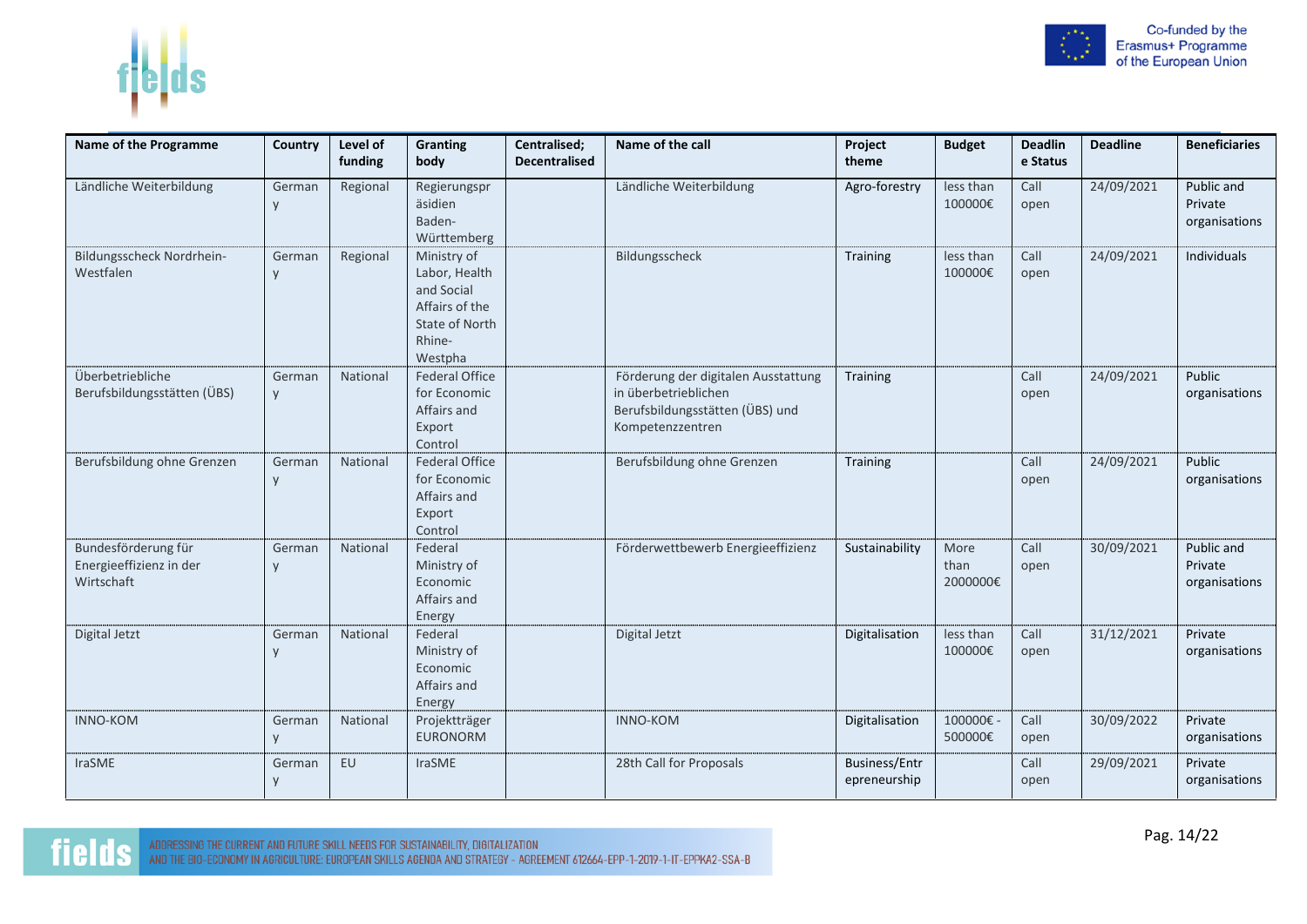| Name of the Programme | Country | Level of funding | Granting body | Centralised; Decentralised | Name of the call | Project theme | Budget | Deadline Status | Deadline | Beneficiaries |
|---|---|---|---|---|---|---|---|---|---|---|
| Ländliche Weiterbildung | Germany | Regional | Regierungspräsidien Baden-Württemberg | | Ländliche Weiterbildung | Agro-forestry | less than 100000€ | Call open | 24/09/2021 | Public and Private organisations |
| Bildungsscheck Nordrhein-Westfalen | Germany | Regional | Ministry of Labor, Health and Social Affairs of the State of North Rhine-Westpha | | Bildungsscheck | Training | less than 100000€ | Call open | 24/09/2021 | Individuals |
| Überbetriebliche Berufsbildungsstätten (ÜBS) | Germany | National | Federal Office for Economic Affairs and Export Control | | Förderung der digitalen Ausstattung in überbetrieblichen Berufsbildungsstätten (ÜBS) und Kompetenzzentren | Training | | Call open | 24/09/2021 | Public organisations |
| Berufsbildung ohne Grenzen | Germany | National | Federal Office for Economic Affairs and Export Control | | Berufsbildung ohne Grenzen | Training | | Call open | 24/09/2021 | Public organisations |
| Bundesförderung für Energieeffizienz in der Wirtschaft | Germany | National | Federal Ministry of Economic Affairs and Energy | | Förderwettbewerb Energieeffizienz | Sustainability | More than 2000000€ | Call open | 30/09/2021 | Public and Private organisations |
| Digital Jetzt | Germany | National | Federal Ministry of Economic Affairs and Energy | | Digital Jetzt | Digitalisation | less than 100000€ | Call open | 31/12/2021 | Private organisations |
| INNO-KOM | Germany | National | Projektträger EURONORM | | INNO-KOM | Digitalisation | 100000€ - 500000€ | Call open | 30/09/2022 | Private organisations |
| IraSME | Germany | EU | IraSME | | 28th Call for Proposals | Business/Entrepreneurship | | Call open | 29/09/2021 | Private organisations |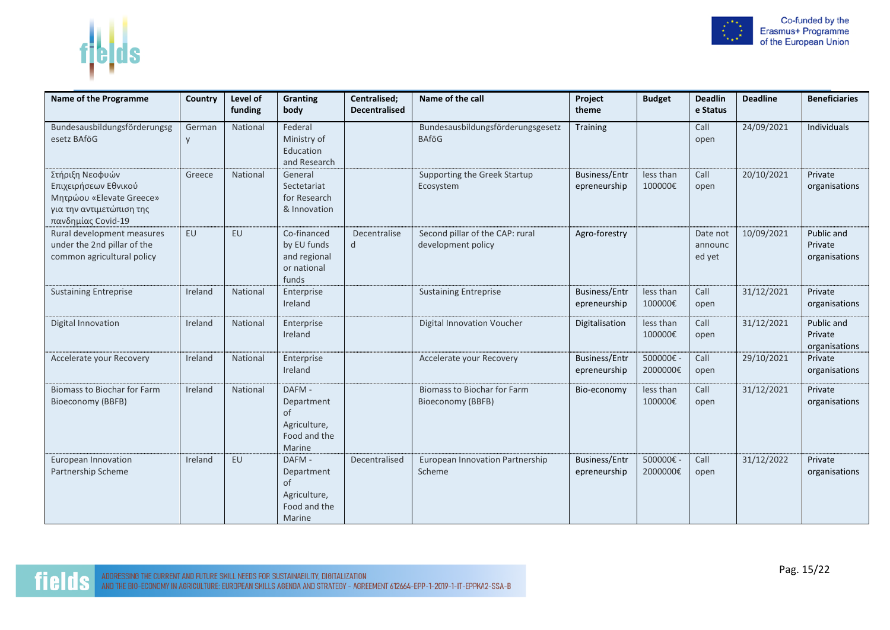| Name of the Programme | Country | Level of funding | Granting body | Centralised; Decentralised | Name of the call | Project theme | Budget | Deadline Status | Deadline | Beneficiaries |
|---|---|---|---|---|---|---|---|---|---|---|
| Bundesausbildungsförderungsgesetz BAföG | Germany | National | Federal Ministry of Education and Research | | Bundesausbildungsförderungsgesetz BAföG | Training | | Call open | 24/09/2021 | Individuals |
| Στήριξη Νεοφυών Επιχειρήσεων Εθνικού Μητρώου «Elevate Greece» για την αντιμετώπιση της πανδημίας Covid-19 | Greece | National | General Sectetariat for Research & Innovation | | Supporting the Greek Startup Ecosystem | Business/Entrepreneurship | less than 100000€ | Call open | 20/10/2021 | Private organisations |
| Rural development measures under the 2nd pillar of the common agricultural policy | EU | EU | Co-financed by EU funds and regional or national funds | Decentralised | Second pillar of the CAP: rural development policy | Agro-forestry | | Date not announced yet | 10/09/2021 | Public and Private organisations |
| Sustaining Entreprise | Ireland | National | Enterprise Ireland | | Sustaining Entreprise | Business/Entrepreneurship | less than 100000€ | Call open | 31/12/2021 | Private organisations |
| Digital Innovation | Ireland | National | Enterprise Ireland | | Digital Innovation Voucher | Digitalisation | less than 100000€ | Call open | 31/12/2021 | Public and Private organisations |
| Accelerate your Recovery | Ireland | National | Enterprise Ireland | | Accelerate your Recovery | Business/Entrepreneurship | 500000€ - 2000000€ | Call open | 29/10/2021 | Private organisations |
| Biomass to Biochar for Farm Bioeconomy (BBFB) | Ireland | National | DAFM - Department of Agriculture, Food and the Marine | | Biomass to Biochar for Farm Bioeconomy (BBFB) | Bio-economy | less than 100000€ | Call open | 31/12/2021 | Private organisations |
| European Innovation Partnership Scheme | Ireland | EU | DAFM - Department of Agriculture, Food and the Marine | Decentralised | European Innovation Partnership Scheme | Business/Entrepreneurship | 500000€ - 2000000€ | Call open | 31/12/2022 | Private organisations |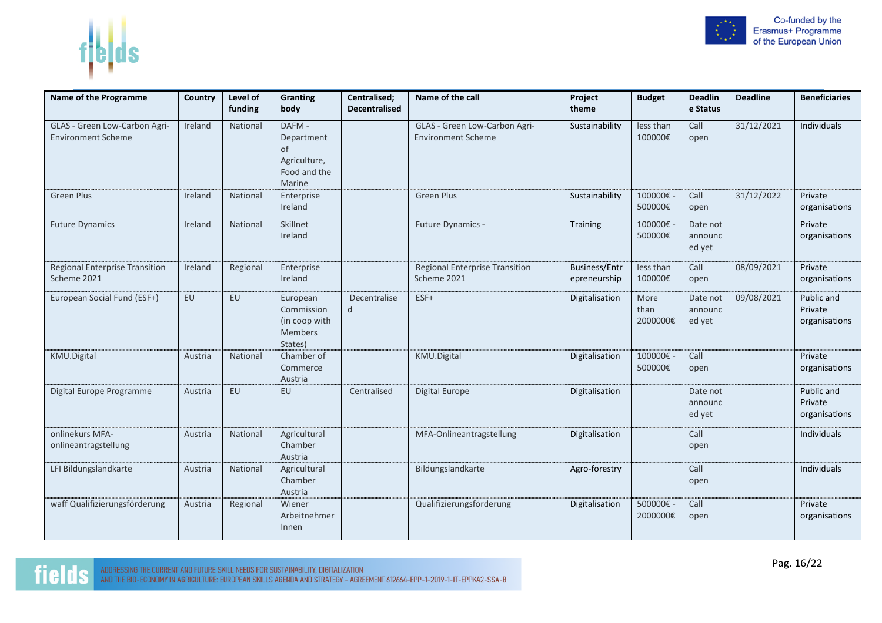| Name of the Programme | Country | Level of funding | Granting body | Centralised; Decentralised | Name of the call | Project theme | Budget | Deadline Status | Deadline | Beneficiaries |
|---|---|---|---|---|---|---|---|---|---|---|
| GLAS - Green Low-Carbon Agri-Environment Scheme | Ireland | National | DAFM - Department of Agriculture, Food and the Marine | | GLAS - Green Low-Carbon Agri-Environment Scheme | Sustainability | less than 100000€ | Call open | 31/12/2021 | Individuals |
| Green Plus | Ireland | National | Enterprise Ireland | | Green Plus | Sustainability | 100000€ - 500000€ | Call open | 31/12/2022 | Private organisations |
| Future Dynamics | Ireland | National | Skillnet Ireland | | Future Dynamics - | Training | 100000€ - 500000€ | Date not announced yet | | Private organisations |
| Regional Enterprise Transition Scheme 2021 | Ireland | Regional | Enterprise Ireland | | Regional Enterprise Transition Scheme 2021 | Business/Entrepreneurship | less than 100000€ | Call open | 08/09/2021 | Private organisations |
| European Social Fund (ESF+) | EU | EU | European Commission (in coop with Members States) | Decentralised | ESF+ | Digitalisation | More than 2000000€ | Date not announced yet | 09/08/2021 | Public and Private organisations |
| KMU.Digital | Austria | National | Chamber of Commerce Austria | | KMU.Digital | Digitalisation | 100000€ - 500000€ | Call open | | Private organisations |
| Digital Europe Programme | Austria | EU | EU | Centralised | Digital Europe | Digitalisation | | Date not announced yet | | Public and Private organisations |
| onlinekurs MFA-onlineantragstellung | Austria | National | Agricultural Chamber Austria | | MFA-Onlineantragstellung | Digitalisation | | Call open | | Individuals |
| LFI Bildungslandkarte | Austria | National | Agricultural Chamber Austria | | Bildungslandkarte | Agro-forestry | | Call open | | Individuals |
| waff Qualifizierungsförderung | Austria | Regional | Wiener Arbeitnehmer Innen | | Qualifizierungsförderung | Digitalisation | 500000€ - 2000000€ | Call open | | Private organisations |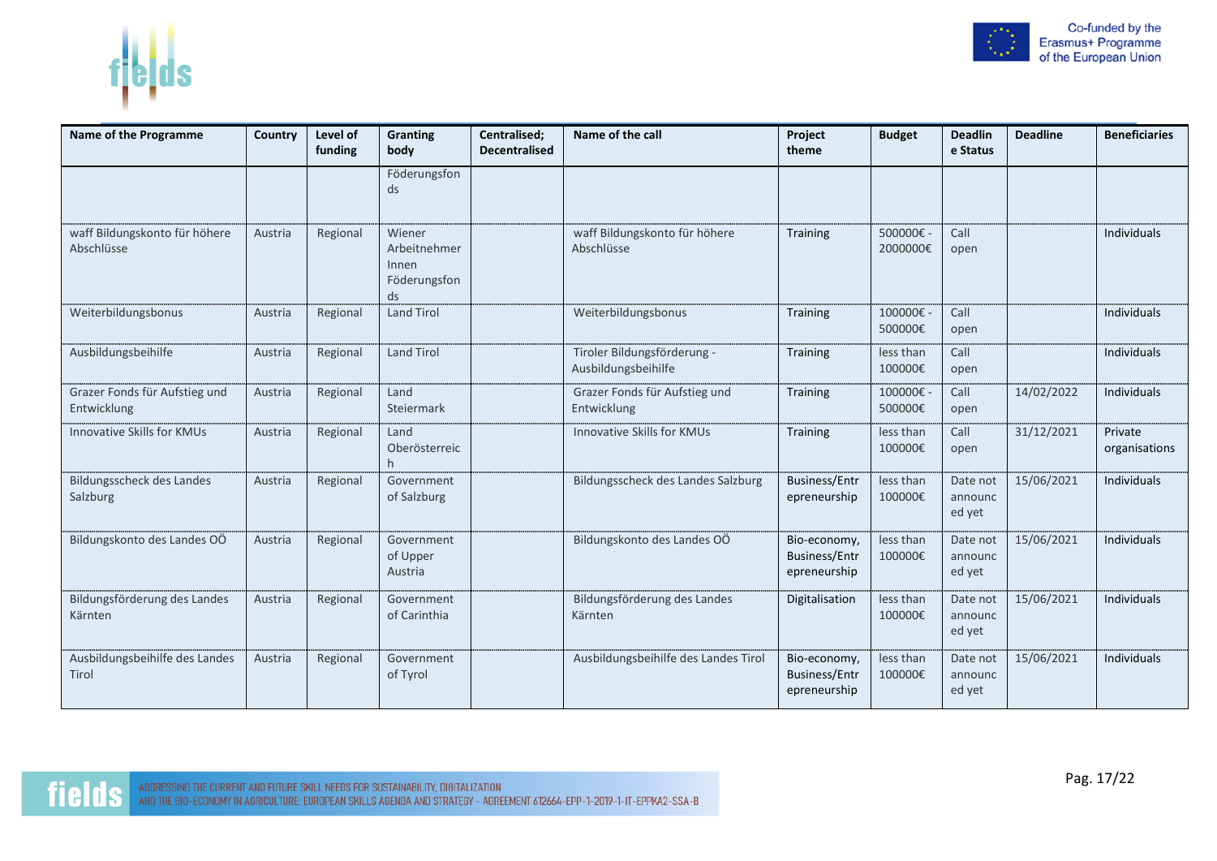| Name of the Programme | Country | Level of funding | Granting body | Centralised; Decentralised | Name of the call | Project theme | Budget | Deadline Status | Deadline | Beneficiaries |
|---|---|---|---|---|---|---|---|---|---|---|
| | | | Föderungsfonds | | | | | | | |
| waff Bildungskonto für höhere Abschlüsse | Austria | Regional | Wiener Arbeitnehmer Innen Föderungsfonds | | waff Bildungskonto für höhere Abschlüsse | Training | 500000€ - 2000000€ | Call open | | Individuals |
| Weiterbildungsbonus | Austria | Regional | Land Tirol | | Weiterbildungsbonus | Training | 100000€ - 500000€ | Call open | | Individuals |
| Ausbildungsbeihilfe | Austria | Regional | Land Tirol | | Tiroler Bildungsförderung - Ausbildungsbeihilfe | Training | less than 100000€ | Call open | | Individuals |
| Grazer Fonds für Aufstieg und Entwicklung | Austria | Regional | Land Steiermark | | Grazer Fonds für Aufstieg und Entwicklung | Training | 100000€ - 500000€ | Call open | 14/02/2022 | Individuals |
| Innovative Skills for KMUs | Austria | Regional | Land Oberösterreich | | Innovative Skills for KMUs | Training | less than 100000€ | Call open | 31/12/2021 | Private organisations |
| Bildungsscheck des Landes Salzburg | Austria | Regional | Government of Salzburg | | Bildungsscheck des Landes Salzburg | Business/Entrepreneurship | less than 100000€ | Date not announced yet | 15/06/2021 | Individuals |
| Bildungskonto des Landes OÖ | Austria | Regional | Government of Upper Austria | | Bildungskonto des Landes OÖ | Bio-economy, Business/Entrepreneurship | less than 100000€ | Date not announced yet | 15/06/2021 | Individuals |
| Bildungsförderung des Landes Kärnten | Austria | Regional | Government of Carinthia | | Bildungsförderung des Landes Kärnten | Digitalisation | less than 100000€ | Date not announced yet | 15/06/2021 | Individuals |
| Ausbildungsbeihilfe des Landes Tirol | Austria | Regional | Government of Tyrol | | Ausbildungsbeihilfe des Landes Tirol | Bio-economy, Business/Entrepreneurship | less than 100000€ | Date not announced yet | 15/06/2021 | Individuals |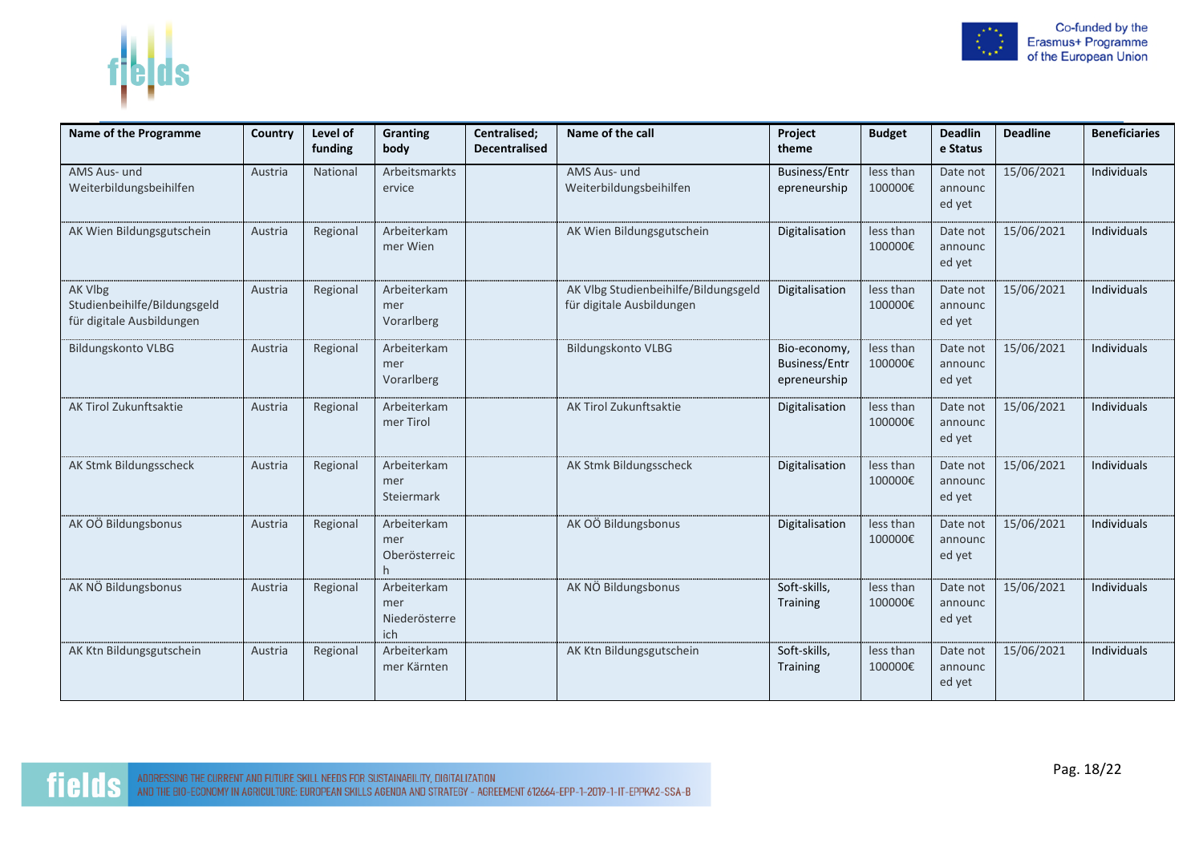| Name of the Programme | Country | Level of funding | Granting body | Centralised; Decentralised | Name of the call | Project theme | Budget | Deadline Status | Deadline | Beneficiaries |
|---|---|---|---|---|---|---|---|---|---|---|
| AMS Aus- und Weiterbildungsbeihilfen | Austria | National | Arbeitsmarktservice | | AMS Aus- und Weiterbildungsbeihilfen | Business/Entrepreneurship | less than 100000€ | Date not announced yet | 15/06/2021 | Individuals |
| AK Wien Bildungsgutschein | Austria | Regional | Arbeiterkammer Wien | | AK Wien Bildungsgutschein | Digitalisation | less than 100000€ | Date not announced yet | 15/06/2021 | Individuals |
| AK Vlbg Studienbeihilfe/Bildungsgeld für digitale Ausbildungen | Austria | Regional | Arbeiterkammer Vorarlberg | | AK Vlbg Studienbeihilfe/Bildungsgeld für digitale Ausbildungen | Digitalisation | less than 100000€ | Date not announced yet | 15/06/2021 | Individuals |
| Bildungskonto VLBG | Austria | Regional | Arbeiterkammer Vorarlberg | | Bildungskonto VLBG | Bio-economy, Business/Entrepreneurship | less than 100000€ | Date not announced yet | 15/06/2021 | Individuals |
| AK Tirol Zukunftsaktie | Austria | Regional | Arbeiterkammer Tirol | | AK Tirol Zukunftsaktie | Digitalisation | less than 100000€ | Date not announced yet | 15/06/2021 | Individuals |
| AK Stmk Bildungsscheck | Austria | Regional | Arbeiterkammer Steiermark | | AK Stmk Bildungsscheck | Digitalisation | less than 100000€ | Date not announced yet | 15/06/2021 | Individuals |
| AK OÖ Bildungsbonus | Austria | Regional | Arbeiterkammer Oberösterreich | | AK OÖ Bildungsbonus | Digitalisation | less than 100000€ | Date not announced yet | 15/06/2021 | Individuals |
| AK NÖ Bildungsbonus | Austria | Regional | Arbeiterkammer Niederösterreich | | AK NÖ Bildungsbonus | Soft-skills, Training | less than 100000€ | Date not announced yet | 15/06/2021 | Individuals |
| AK Ktn Bildungsgutschein | Austria | Regional | Arbeiterkammer Kärnten | | AK Ktn Bildungsgutschein | Soft-skills, Training | less than 100000€ | Date not announced yet | 15/06/2021 | Individuals |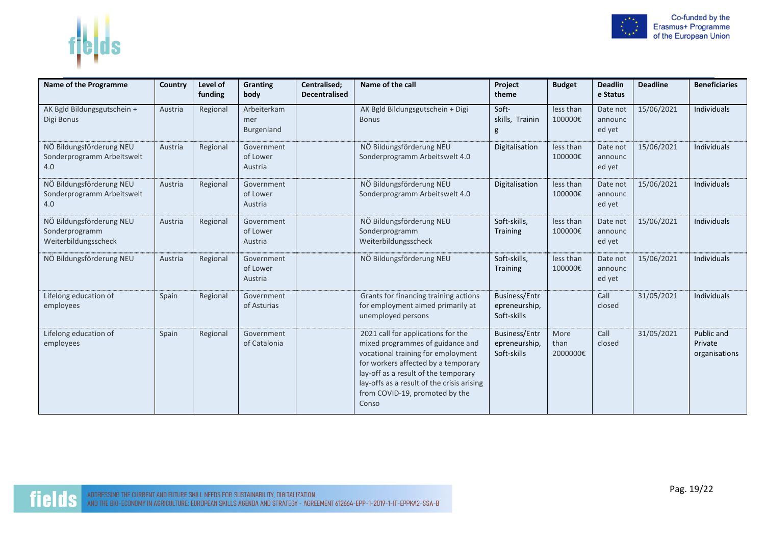| Name of the Programme | Country | Level of funding | Granting body | Centralised; Decentralised | Name of the call | Project theme | Budget | Deadline Status | Deadline | Beneficiaries |
|---|---|---|---|---|---|---|---|---|---|---|
| AK Bgld Bildungsgutschein + Digi Bonus | Austria | Regional | Arbeiterkammer Burgenland | | AK Bgld Bildungsgutschein + Digi Bonus | Soft-skills, Training | less than 100000€ | Date not announced yet | 15/06/2021 | Individuals |
| NÖ Bildungsförderung NEU Sonderprogramm Arbeitswelt 4.0 | Austria | Regional | Government of Lower Austria | | NÖ Bildungsförderung NEU Sonderprogramm Arbeitswelt 4.0 | Digitalisation | less than 100000€ | Date not announced yet | 15/06/2021 | Individuals |
| NÖ Bildungsförderung NEU Sonderprogramm Arbeitswelt 4.0 | Austria | Regional | Government of Lower Austria | | NÖ Bildungsförderung NEU Sonderprogramm Arbeitswelt 4.0 | Digitalisation | less than 100000€ | Date not announced yet | 15/06/2021 | Individuals |
| NÖ Bildungsförderung NEU Sonderprogramm Weiterbildungsscheck | Austria | Regional | Government of Lower Austria | | NÖ Bildungsförderung NEU Sonderprogramm Weiterbildungsscheck | Soft-skills, Training | less than 100000€ | Date not announced yet | 15/06/2021 | Individuals |
| NÖ Bildungsförderung NEU | Austria | Regional | Government of Lower Austria | | NÖ Bildungsförderung NEU | Soft-skills, Training | less than 100000€ | Date not announced yet | 15/06/2021 | Individuals |
| Lifelong education of employees | Spain | Regional | Government of Asturias | | Grants for financing training actions for employment aimed primarily at unemployed persons | Business/Entrepreneurship, Soft-skills | | Call closed | 31/05/2021 | Individuals |
| Lifelong education of employees | Spain | Regional | Government of Catalonia | | 2021 call for applications for the mixed programmes of guidance and vocational training for employment for workers affected by a temporary lay-off as a result of the temporary lay-offs as a result of the crisis arising from COVID-19, promoted by the Conso | Business/Entrepreneurship, Soft-skills | More than 2000000€ | Call closed | 31/05/2021 | Public and Private organisations |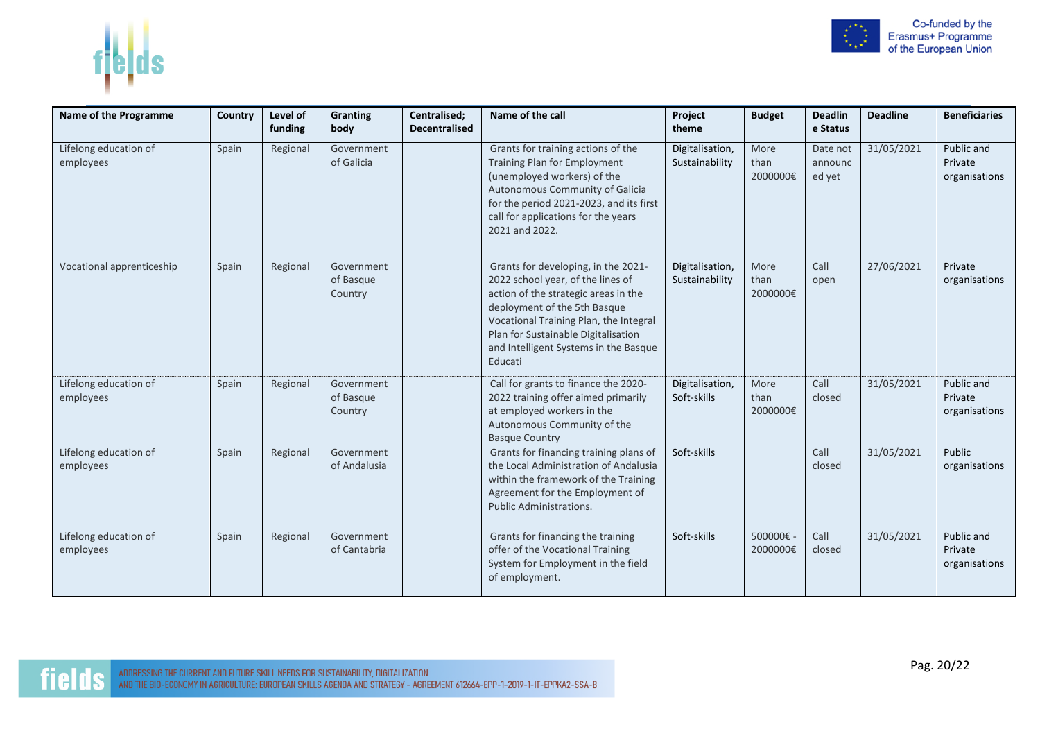| Name of the Programme | Country | Level of funding | Granting body | Centralised; Decentralised | Name of the call | Project theme | Budget | Deadline Status | Deadline | Beneficiaries |
|---|---|---|---|---|---|---|---|---|---|---|
| Lifelong education of employees | Spain | Regional | Government of Galicia | | Grants for training actions of the Training Plan for Employment (unemployed workers) of the Autonomous Community of Galicia for the period 2021-2023, and its first call for applications for the years 2021 and 2022. | Digitalisation, Sustainability | More than 2000000€ | Date not announced yet | 31/05/2021 | Public and Private organisations |
| Vocational apprenticeship | Spain | Regional | Government of Basque Country | | Grants for developing, in the 2021-2022 school year, of the lines of action of the strategic areas in the deployment of the 5th Basque Vocational Training Plan, the Integral Plan for Sustainable Digitalisation and Intelligent Systems in the Basque Educati | Digitalisation, Sustainability | More than 2000000€ | Call open | 27/06/2021 | Private organisations |
| Lifelong education of employees | Spain | Regional | Government of Basque Country | | Call for grants to finance the 2020-2022 training offer aimed primarily at employed workers in the Autonomous Community of the Basque Country | Digitalisation, Soft-skills | More than 2000000€ | Call closed | 31/05/2021 | Public and Private organisations |
| Lifelong education of employees | Spain | Regional | Government of Andalusia | | Grants for financing training plans of the Local Administration of Andalusia within the framework of the Training Agreement for the Employment of Public Administrations. | Soft-skills | | Call closed | 31/05/2021 | Public organisations |
| Lifelong education of employees | Spain | Regional | Government of Cantabria | | Grants for financing the training offer of the Vocational Training System for Employment in the field of employment. | Soft-skills | 500000€ - 2000000€ | Call closed | 31/05/2021 | Public and Private organisations |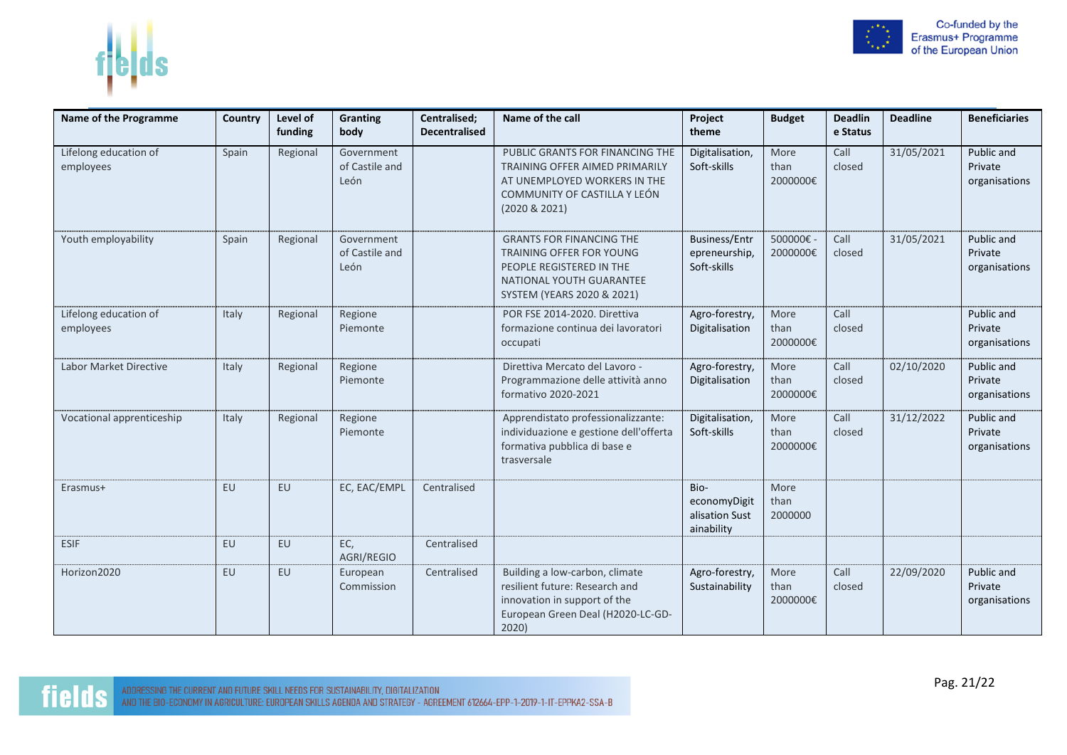| Name of the Programme | Country | Level of funding | Granting body | Centralised; Decentralised | Name of the call | Project theme | Budget | Deadline Status | Deadline | Beneficiaries |
|---|---|---|---|---|---|---|---|---|---|---|
| Lifelong education of employees | Spain | Regional | Government of Castile and León | | PUBLIC GRANTS FOR FINANCING THE TRAINING OFFER AIMED PRIMARILY AT UNEMPLOYED WORKERS IN THE COMMUNITY OF CASTILLA Y LEÓN (2020 & 2021) | Digitalisation, Soft-skills | More than 2000000€ | Call closed | 31/05/2021 | Public and Private organisations |
| Youth employability | Spain | Regional | Government of Castile and León | | GRANTS FOR FINANCING THE TRAINING OFFER FOR YOUNG PEOPLE REGISTERED IN THE NATIONAL YOUTH GUARANTEE SYSTEM (YEARS 2020 & 2021) | Business/Entrepreneurship, Soft-skills | 500000€ - 2000000€ | Call closed | 31/05/2021 | Public and Private organisations |
| Lifelong education of employees | Italy | Regional | Regione Piemonte | | POR FSE 2014-2020. Direttiva formazione continua dei lavoratori occupati | Agro-forestry, Digitalisation | More than 2000000€ | Call closed | | Public and Private organisations |
| Labor Market Directive | Italy | Regional | Regione Piemonte | | Direttiva Mercato del Lavoro - Programmazione delle attività anno formativo 2020-2021 | Agro-forestry, Digitalisation | More than 2000000€ | Call closed | 02/10/2020 | Public and Private organisations |
| Vocational apprenticeship | Italy | Regional | Regione Piemonte | | Apprendistato professionalizzante: individuazione e gestione dell'offerta formativa pubblica di base e trasversale | Digitalisation, Soft-skills | More than 2000000€ | Call closed | 31/12/2022 | Public and Private organisations |
| Erasmus+ | EU | EU | EC, EAC/EMPL | Centralised | | Bio-economyDigitalisation Sustainability | More than 2000000 | | | |
| ESIF | EU | EU | EC, AGRI/REGIO | Centralised | | | | | | |
| Horizon2020 | EU | EU | European Commission | Centralised | Building a low-carbon, climate resilient future: Research and innovation in support of the European Green Deal (H2020-LC-GD-2020) | Agro-forestry, Sustainability | More than 2000000€ | Call closed | 22/09/2020 | Public and Private organisations |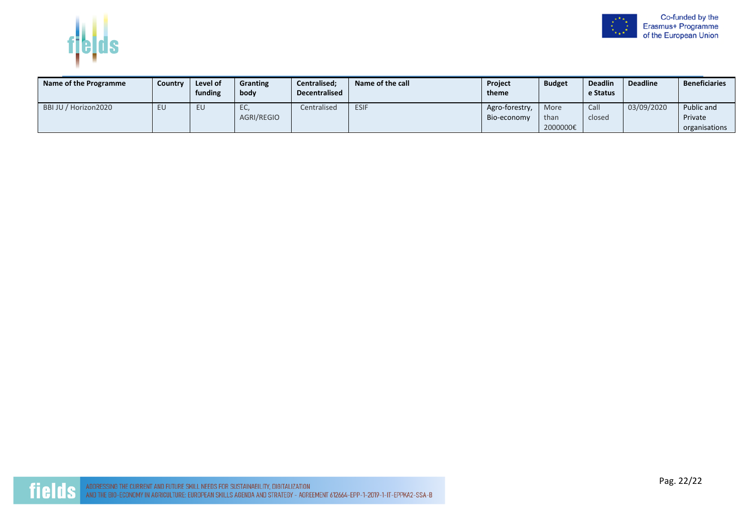| Name of the Programme | Country | Level of funding | Granting body | Centralised; Decentralised | Name of the call | Project theme | Budget | Deadline Status | Deadline | Beneficiaries |
|---|---|---|---|---|---|---|---|---|---|---|
| BBI JU / Horizon2020 | EU | EU | EC, AGRI/REGIO | Centralised | ESIF | Agro-forestry, Bio-economy | More than 2000000€ | Call closed | 03/09/2020 | Public and Private organisations |